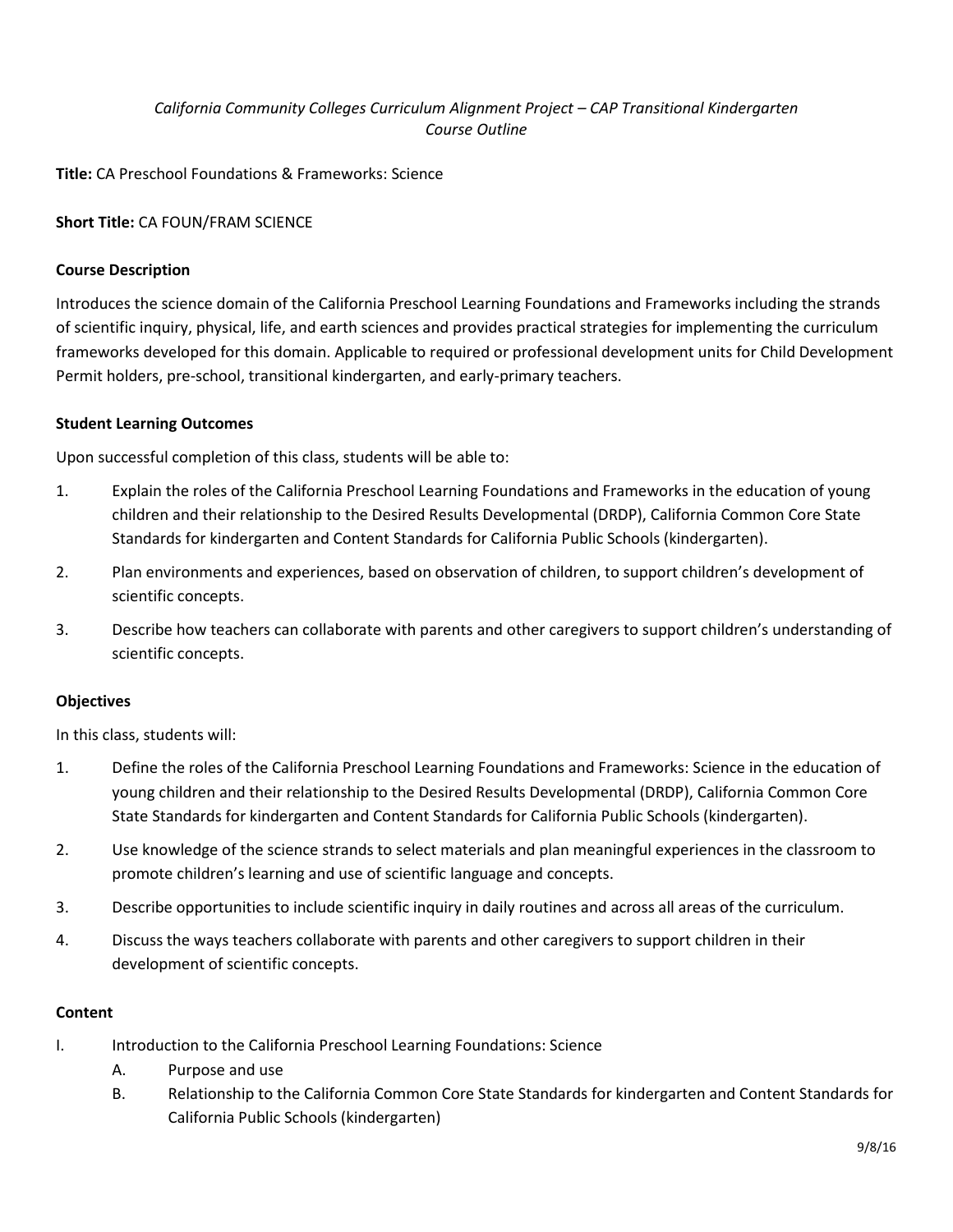*California Community Colleges Curriculum Alignment Project – CAP Transitional Kindergarten*
*Course Outline*

**Title:** CA Preschool Foundations & Frameworks: Science

**Short Title:** CA FOUN/FRAM SCIENCE

**Course Description**

Introduces the science domain of the California Preschool Learning Foundations and Frameworks including the strands of scientific inquiry, physical, life, and earth sciences and provides practical strategies for implementing the curriculum frameworks developed for this domain. Applicable to required or professional development units for Child Development Permit holders, pre-school, transitional kindergarten, and early-primary teachers.

**Student Learning Outcomes**

Upon successful completion of this class, students will be able to:

1. Explain the roles of the California Preschool Learning Foundations and Frameworks in the education of young children and their relationship to the Desired Results Developmental (DRDP), California Common Core State Standards for kindergarten and Content Standards for California Public Schools (kindergarten).
2. Plan environments and experiences, based on observation of children, to support children's development of scientific concepts.
3. Describe how teachers can collaborate with parents and other caregivers to support children's understanding of scientific concepts.

**Objectives**

In this class, students will:

1. Define the roles of the California Preschool Learning Foundations and Frameworks: Science in the education of young children and their relationship to the Desired Results Developmental (DRDP), California Common Core State Standards for kindergarten and Content Standards for California Public Schools (kindergarten).
2. Use knowledge of the science strands to select materials and plan meaningful experiences in the classroom to promote children's learning and use of scientific language and concepts.
3. Describe opportunities to include scientific inquiry in daily routines and across all areas of the curriculum.
4. Discuss the ways teachers collaborate with parents and other caregivers to support children in their development of scientific concepts.

**Content**

I. Introduction to the California Preschool Learning Foundations: Science
   A. Purpose and use
   B. Relationship to the California Common Core State Standards for kindergarten and Content Standards for California Public Schools (kindergarten)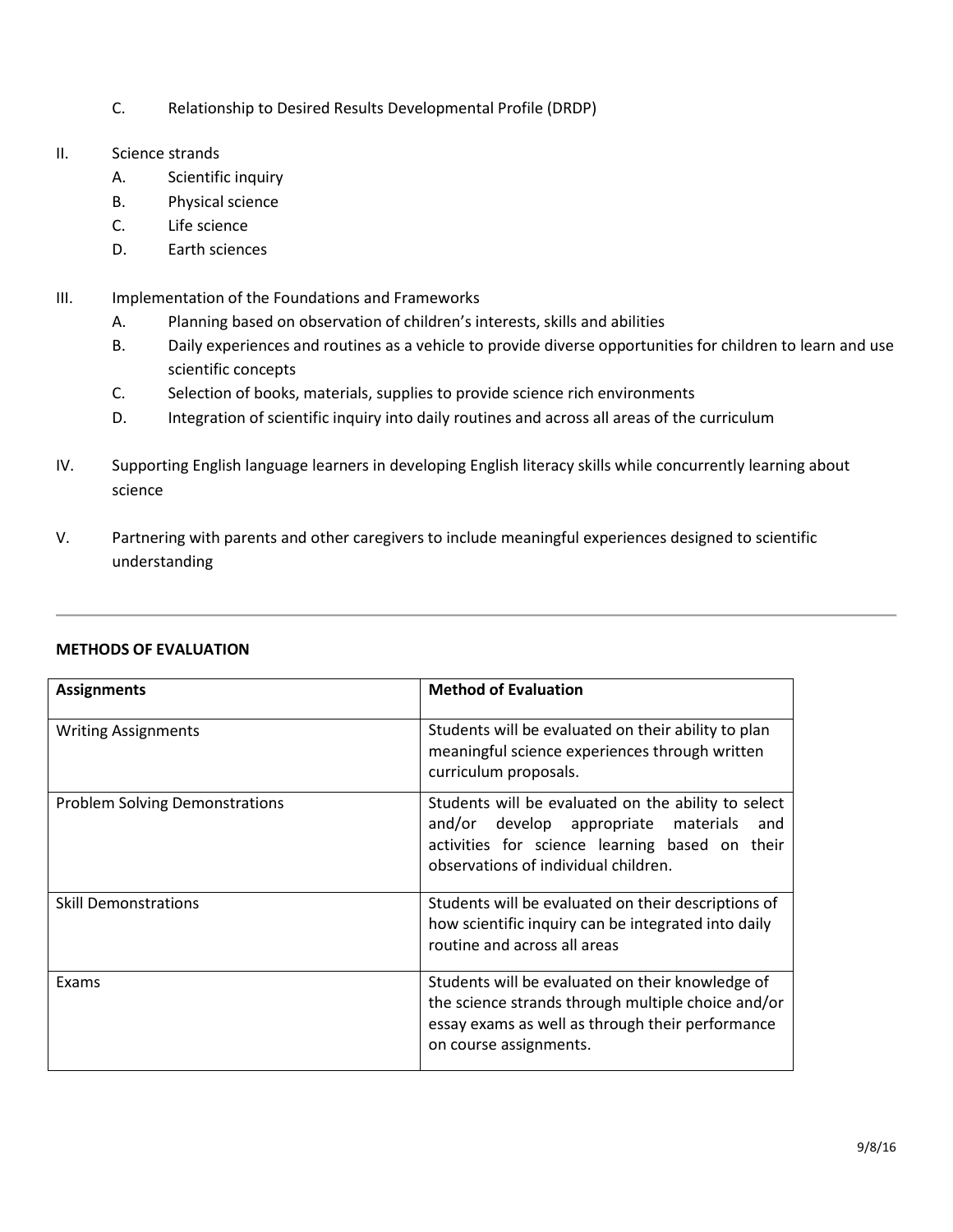C. Relationship to Desired Results Developmental Profile (DRDP)

II. Science strands
   A. Scientific inquiry
   B. Physical science
   C. Life science
   D. Earth sciences

III. Implementation of the Foundations and Frameworks
   A. Planning based on observation of children's interests, skills and abilities
   B. Daily experiences and routines as a vehicle to provide diverse opportunities for children to learn and use scientific concepts
   C. Selection of books, materials, supplies to provide science rich environments
   D. Integration of scientific inquiry into daily routines and across all areas of the curriculum

IV. Supporting English language learners in developing English literacy skills while concurrently learning about science

V. Partnering with parents and other caregivers to include meaningful experiences designed to scientific understanding

---

**METHODS OF EVALUATION**

| **Assignments** | **Method of Evaluation** |
|---|---|
| Writing Assignments | Students will be evaluated on their ability to plan meaningful science experiences through written curriculum proposals. |
| Problem Solving Demonstrations | Students will be evaluated on the ability to select and/or develop appropriate materials and activities for science learning based on their observations of individual children. |
| Skill Demonstrations | Students will be evaluated on their descriptions of how scientific inquiry can be integrated into daily routine and across all areas |
| Exams | Students will be evaluated on their knowledge of the science strands through multiple choice and/or essay exams as well as through their performance on course assignments. |

9/8/16